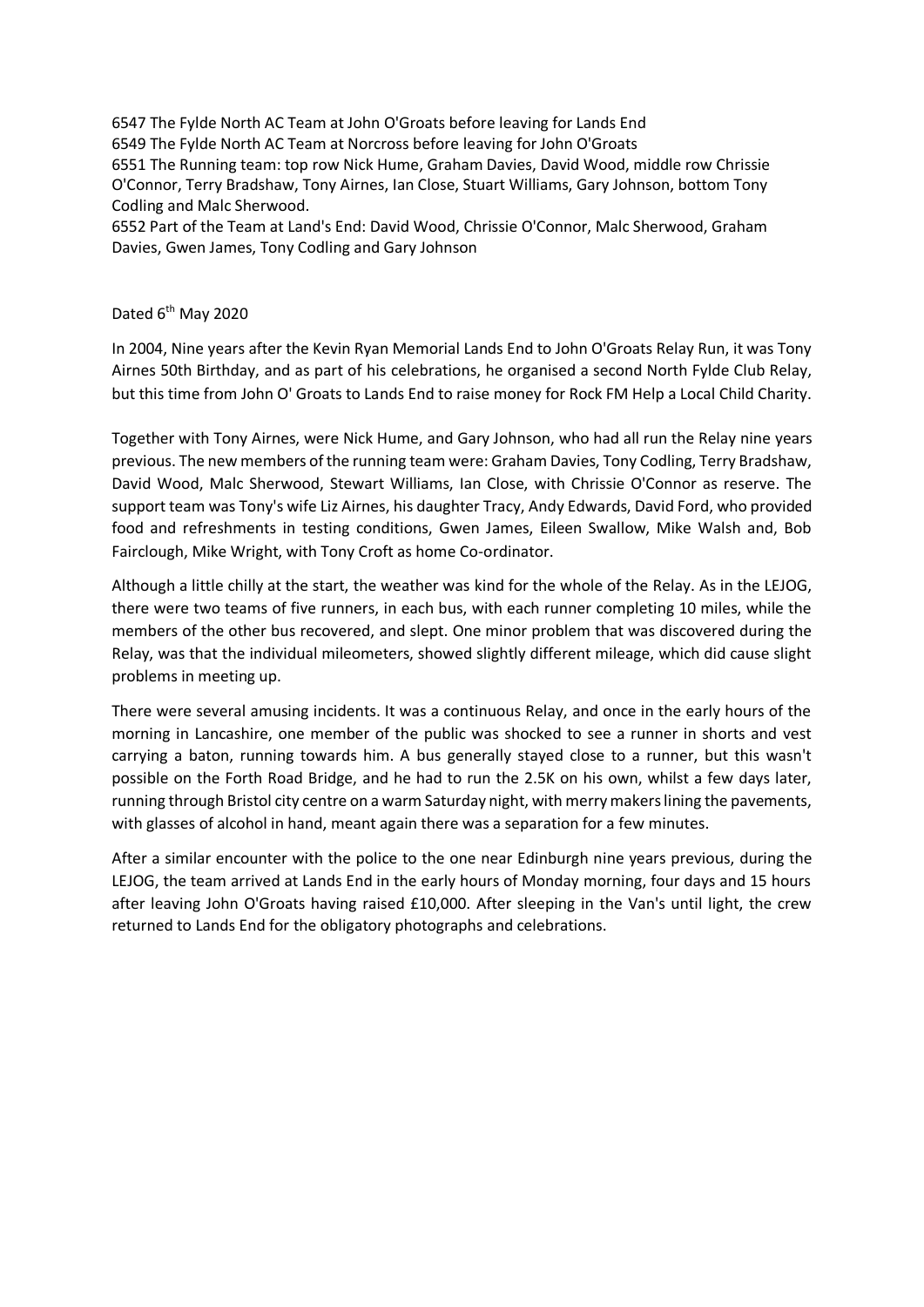6547 The Fylde North AC Team at John O'Groats before leaving for Lands End
6549 The Fylde North AC Team at Norcross before leaving for John O'Groats
6551 The Running team: top row Nick Hume, Graham Davies, David Wood, middle row Chrissie O'Connor, Terry Bradshaw, Tony Airnes, Ian Close, Stuart Williams, Gary Johnson, bottom Tony Codling and Malc Sherwood.
6552 Part of the Team at Land's End: David Wood, Chrissie O'Connor, Malc Sherwood, Graham Davies, Gwen James, Tony Codling and Gary Johnson

Dated 6th May 2020

In 2004, Nine years after the Kevin Ryan Memorial Lands End to John O'Groats Relay Run, it was Tony Airnes 50th Birthday, and as part of his celebrations, he organised a second North Fylde Club Relay, but this time from John O' Groats to Lands End to raise money for Rock FM Help a Local Child Charity.

Together with Tony Airnes, were Nick Hume, and Gary Johnson, who had all run the Relay nine years previous. The new members of the running team were: Graham Davies, Tony Codling, Terry Bradshaw, David Wood, Malc Sherwood, Stewart Williams, Ian Close, with Chrissie O'Connor as reserve. The support team was Tony's wife Liz Airnes, his daughter Tracy, Andy Edwards, David Ford, who provided food and refreshments in testing conditions, Gwen James, Eileen Swallow, Mike Walsh and, Bob Fairclough, Mike Wright, with Tony Croft as home Co-ordinator.

Although a little chilly at the start, the weather was kind for the whole of the Relay. As in the LEJOG, there were two teams of five runners, in each bus, with each runner completing 10 miles, while the members of the other bus recovered, and slept. One minor problem that was discovered during the Relay, was that the individual mileometers, showed slightly different mileage, which did cause slight problems in meeting up.

There were several amusing incidents. It was a continuous Relay, and once in the early hours of the morning in Lancashire, one member of the public was shocked to see a runner in shorts and vest carrying a baton, running towards him. A bus generally stayed close to a runner, but this wasn't possible on the Forth Road Bridge, and he had to run the 2.5K on his own, whilst a few days later, running through Bristol city centre on a warm Saturday night, with merry makers lining the pavements, with glasses of alcohol in hand, meant again there was a separation for a few minutes.

After a similar encounter with the police to the one near Edinburgh nine years previous, during the LEJOG, the team arrived at Lands End in the early hours of Monday morning, four days and 15 hours after leaving John O'Groats having raised £10,000. After sleeping in the Van's until light, the crew returned to Lands End for the obligatory photographs and celebrations.